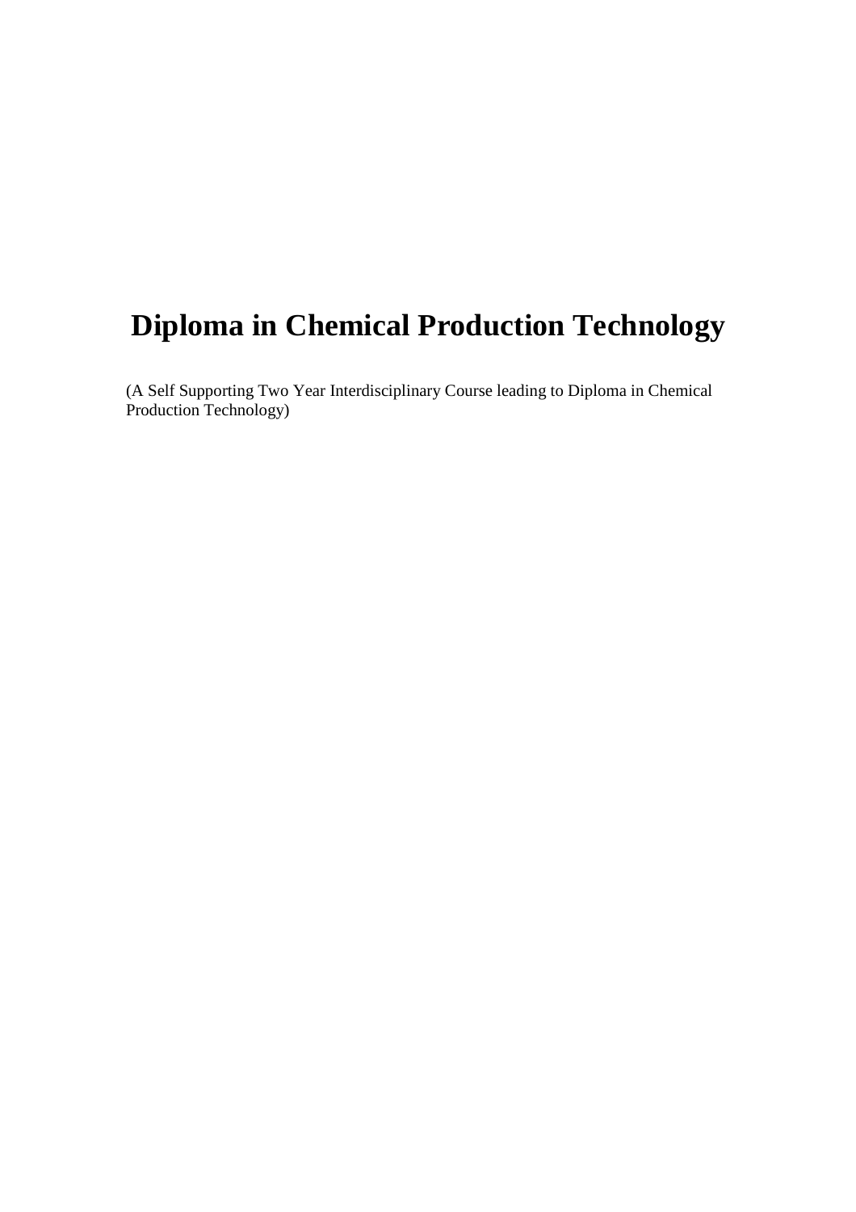# Diploma in Chemical Production Technology

(A Self Supporting Two Year Interdisciplinary Course leading to Diploma in Chemical Production Technology)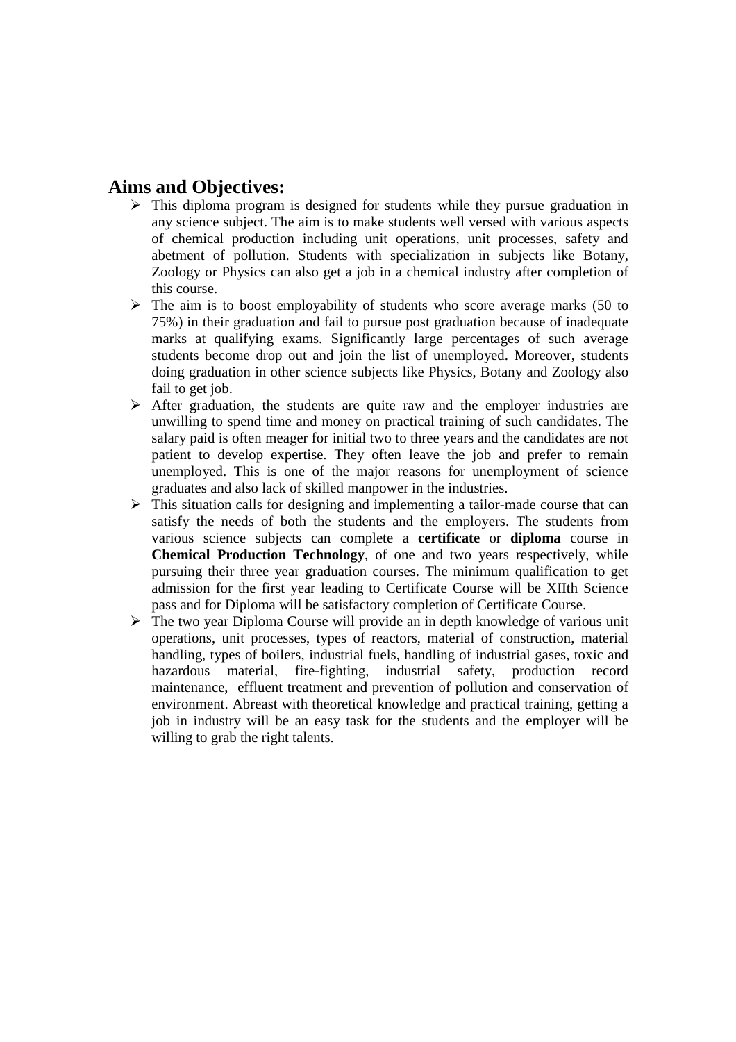## Aims and Objectives:

- This diploma program is designed for students while they pursue graduation in any science subject. The aim is to make students well versed with various aspects of chemical production including unit operations, unit processes, safety and abetment of pollution. Students with specialization in subjects like Botany, Zoology or Physics can also get a job in a chemical industry after completion of this course.
- The aim is to boost employability of students who score average marks (50 to 75%) in their graduation and fail to pursue post graduation because of inadequate marks at qualifying exams. Significantly large percentages of such average students become drop out and join the list of unemployed. Moreover, students doing graduation in other science subjects like Physics, Botany and Zoology also fail to get job.
- After graduation, the students are quite raw and the employer industries are unwilling to spend time and money on practical training of such candidates. The salary paid is often meager for initial two to three years and the candidates are not patient to develop expertise. They often leave the job and prefer to remain unemployed. This is one of the major reasons for unemployment of science graduates and also lack of skilled manpower in the industries.
- This situation calls for designing and implementing a tailor-made course that can satisfy the needs of both the students and the employers. The students from various science subjects can complete a **certificate** or **diploma** course in **Chemical Production Technology**, of one and two years respectively, while pursuing their three year graduation courses. The minimum qualification to get admission for the first year leading to Certificate Course will be XIIth Science pass and for Diploma will be satisfactory completion of Certificate Course.
- The two year Diploma Course will provide an in depth knowledge of various unit operations, unit processes, types of reactors, material of construction, material handling, types of boilers, industrial fuels, handling of industrial gases, toxic and hazardous material, fire-fighting, industrial safety, production record maintenance, effluent treatment and prevention of pollution and conservation of environment. Abreast with theoretical knowledge and practical training, getting a job in industry will be an easy task for the students and the employer will be willing to grab the right talents.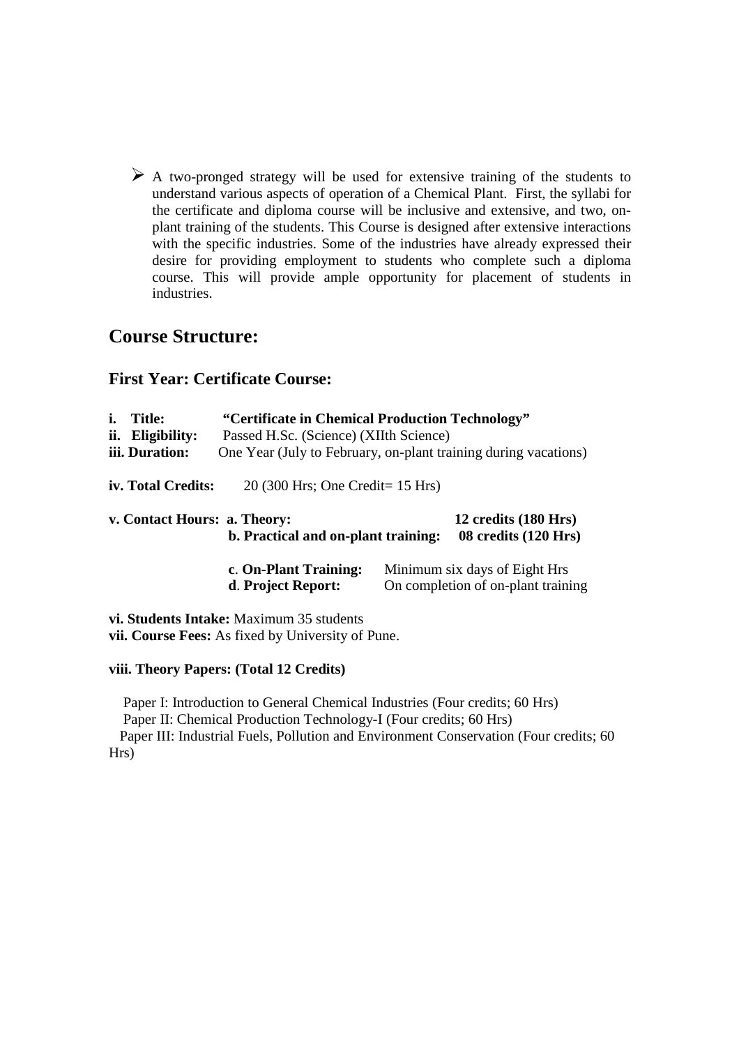- A two-pronged strategy will be used for extensive training of the students to understand various aspects of operation of a Chemical Plant. First, the syllabi for the certificate and diploma course will be inclusive and extensive, and two, on-plant training of the students. This Course is designed after extensive interactions with the specific industries. Some of the industries have already expressed their desire for providing employment to students who complete such a diploma course. This will provide ample opportunity for placement of students in industries.

## Course Structure:

### First Year: Certificate Course:

**i. Title:** **"Certificate in Chemical Production Technology"**
**ii. Eligibility:** Passed H.Sc. (Science) (XIIth Science)
**iii. Duration:** One Year (July to February, on-plant training during vacations)

**iv. Total Credits:** 20 (300 Hrs; One Credit= 15 Hrs)

**v. Contact Hours:**
- **a. Theory:** **12 credits (180 Hrs)**
- **b. Practical and on-plant training:** **08 credits (120 Hrs)**
- c. **On-Plant Training:** Minimum six days of Eight Hrs
- d. **Project Report:** On completion of on-plant training

**vi. Students Intake:** Maximum 35 students
**vii. Course Fees:** As fixed by University of Pune.

**viii. Theory Papers: (Total 12 Credits)**

Paper I: Introduction to General Chemical Industries (Four credits; 60 Hrs)
Paper II: Chemical Production Technology-I (Four credits; 60 Hrs)
Paper III: Industrial Fuels, Pollution and Environment Conservation (Four credits; 60 Hrs)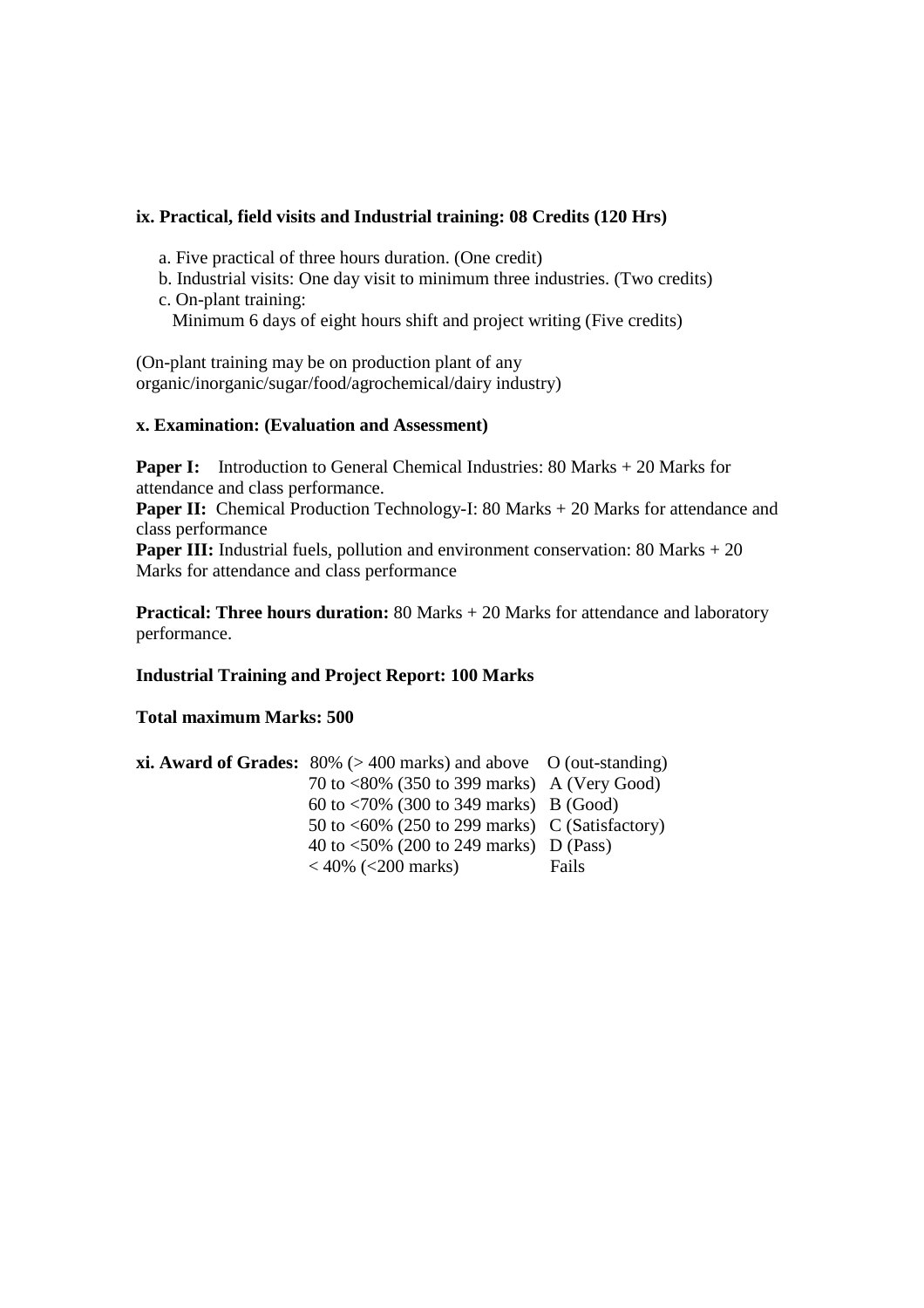### ix. Practical, field visits and Industrial training: 08 Credits (120 Hrs)

a. Five practical of three hours duration. (One credit)
b. Industrial visits: One day visit to minimum three industries. (Two credits)
c. On-plant training:
   Minimum 6 days of eight hours shift and project writing (Five credits)

(On-plant training may be on production plant of any organic/inorganic/sugar/food/agrochemical/dairy industry)

### x. Examination: (Evaluation and Assessment)

**Paper I:** Introduction to General Chemical Industries: 80 Marks + 20 Marks for attendance and class performance.
**Paper II:** Chemical Production Technology-I: 80 Marks + 20 Marks for attendance and class performance
**Paper III:** Industrial fuels, pollution and environment conservation: 80 Marks + 20 Marks for attendance and class performance

**Practical: Three hours duration:** 80 Marks + 20 Marks for attendance and laboratory performance.

**Industrial Training and Project Report: 100 Marks**

**Total maximum Marks: 500**

**xi. Award of Grades:**

| | |
|---|---|
| 80% (> 400 marks) and above | O (out-standing) |
| 70 to <80% (350 to 399 marks) | A (Very Good) |
| 60 to <70% (300 to 349 marks) | B (Good) |
| 50 to <60% (250 to 299 marks) | C (Satisfactory) |
| 40 to <50% (200 to 249 marks) | D (Pass) |
| < 40% (<200 marks) | Fails |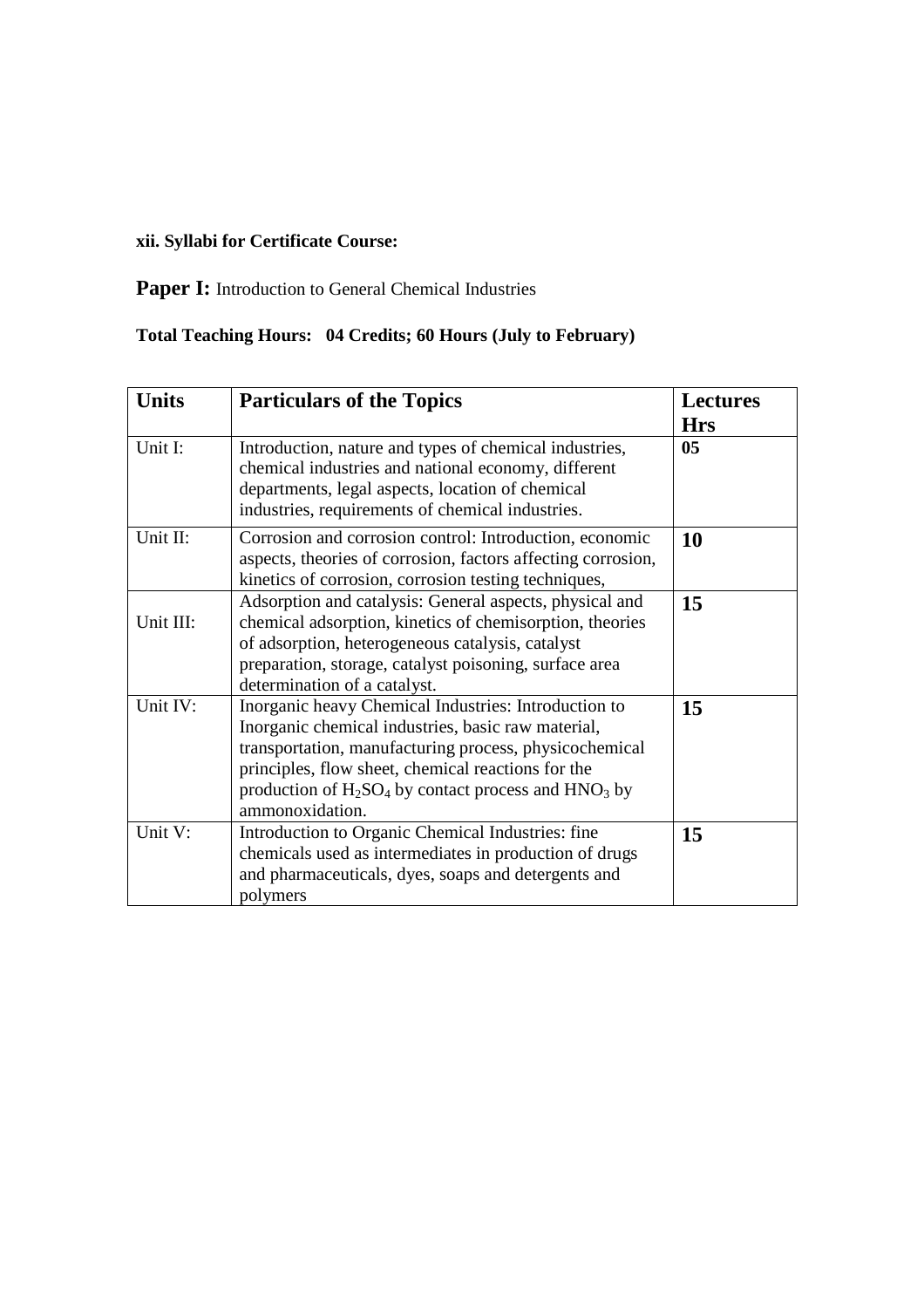**xii. Syllabi for Certificate Course:**

**Paper I:** Introduction to General Chemical Industries

**Total Teaching Hours: 04 Credits; 60 Hours (July to February)**

| **Units** | **Particulars of the Topics** | **Lectures Hrs** |
|---|---|---|
| Unit I: | Introduction, nature and types of chemical industries, chemical industries and national economy, different departments, legal aspects, location of chemical industries, requirements of chemical industries. | **05** |
| Unit II: | Corrosion and corrosion control: Introduction, economic aspects, theories of corrosion, factors affecting corrosion, kinetics of corrosion, corrosion testing techniques, | **10** |
| Unit III: | Adsorption and catalysis: General aspects, physical and chemical adsorption, kinetics of chemisorption, theories of adsorption, heterogeneous catalysis, catalyst preparation, storage, catalyst poisoning, surface area determination of a catalyst. | **15** |
| Unit IV: | Inorganic heavy Chemical Industries: Introduction to Inorganic chemical industries, basic raw material, transportation, manufacturing process, physicochemical principles, flow sheet, chemical reactions for the production of $H_2SO_4$ by contact process and $HNO_3$ by ammonoxidation. | **15** |
| Unit V: | Introduction to Organic Chemical Industries: fine chemicals used as intermediates in production of drugs and pharmaceuticals, dyes, soaps and detergents and polymers | **15** |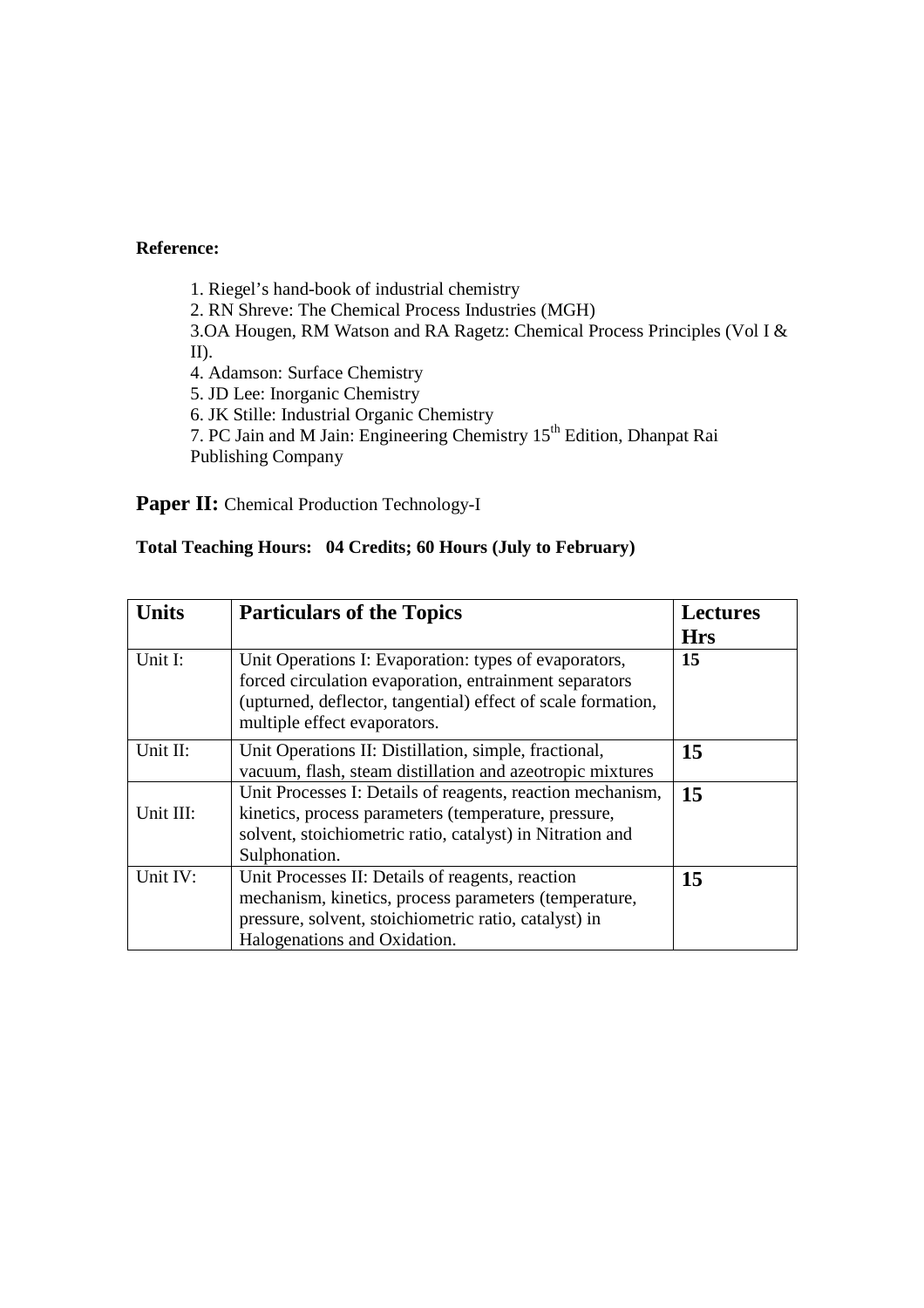**Reference:**

1. Riegel's hand-book of industrial chemistry
2. RN Shreve: The Chemical Process Industries (MGH)
3. OA Hougen, RM Watson and RA Ragetz: Chemical Process Principles (Vol I & II).
4. Adamson: Surface Chemistry
5. JD Lee: Inorganic Chemistry
6. JK Stille: Industrial Organic Chemistry
7. PC Jain and M Jain: Engineering Chemistry 15th Edition, Dhanpat Rai Publishing Company

**Paper II:** Chemical Production Technology-I

**Total Teaching Hours: 04 Credits; 60 Hours (July to February)**

| **Units** | **Particulars of the Topics** | **Lectures Hrs** |
|---|---|---|
| Unit I: | Unit Operations I: Evaporation: types of evaporators, forced circulation evaporation, entrainment separators (upturned, deflector, tangential) effect of scale formation, multiple effect evaporators. | **15** |
| Unit II: | Unit Operations II: Distillation, simple, fractional, vacuum, flash, steam distillation and azeotropic mixtures | **15** |
| Unit III: | Unit Processes I: Details of reagents, reaction mechanism, kinetics, process parameters (temperature, pressure, solvent, stoichiometric ratio, catalyst) in Nitration and Sulphonation. | **15** |
| Unit IV: | Unit Processes II: Details of reagents, reaction mechanism, kinetics, process parameters (temperature, pressure, solvent, stoichiometric ratio, catalyst) in Halogenations and Oxidation. | **15** |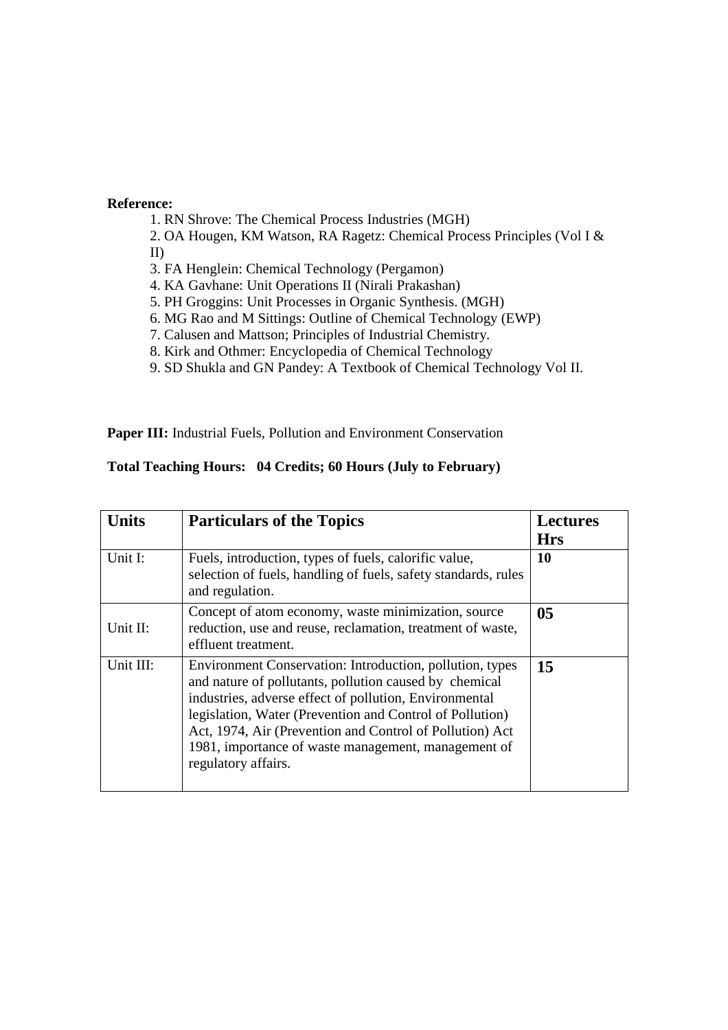**Reference:**

1. RN Shrove: The Chemical Process Industries (MGH)
2. OA Hougen, KM Watson, RA Ragetz: Chemical Process Principles (Vol I & II)
3. FA Henglein: Chemical Technology (Pergamon)
4. KA Gavhane: Unit Operations II (Nirali Prakashan)
5. PH Groggins: Unit Processes in Organic Synthesis. (MGH)
6. MG Rao and M Sittings: Outline of Chemical Technology (EWP)
7. Calusen and Mattson; Principles of Industrial Chemistry.
8. Kirk and Othmer: Encyclopedia of Chemical Technology
9. SD Shukla and GN Pandey: A Textbook of Chemical Technology Vol II.

**Paper III:** Industrial Fuels, Pollution and Environment Conservation

**Total Teaching Hours: 04 Credits; 60 Hours (July to February)**

| **Units** | **Particulars of the Topics** | **Lectures Hrs** |
|---|---|---|
| Unit I: | Fuels, introduction, types of fuels, calorific value, selection of fuels, handling of fuels, safety standards, rules and regulation. | **10** |
| Unit II: | Concept of atom economy, waste minimization, source reduction, use and reuse, reclamation, treatment of waste, effluent treatment. | **05** |
| Unit III: | Environment Conservation: Introduction, pollution, types and nature of pollutants, pollution caused by chemical industries, adverse effect of pollution, Environmental legislation, Water (Prevention and Control of Pollution) Act, 1974, Air (Prevention and Control of Pollution) Act 1981, importance of waste management, management of regulatory affairs. | **15** |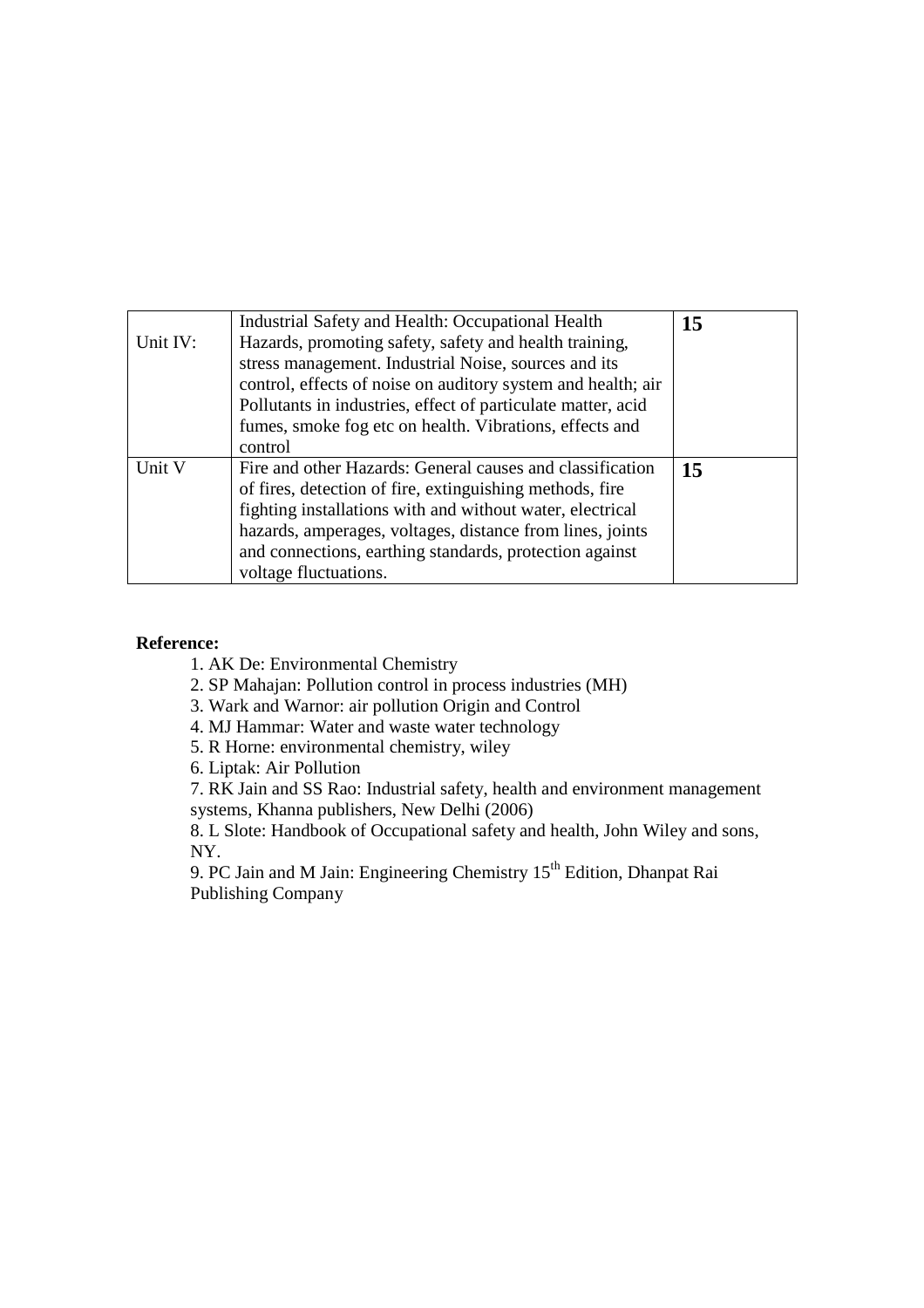| Unit IV: | Industrial Safety and Health: Occupational Health Hazards, promoting safety, safety and health training, stress management. Industrial Noise, sources and its control, effects of noise on auditory system and health; air Pollutants in industries, effect of particulate matter, acid fumes, smoke fog etc on health. Vibrations, effects and control | **15** |
|---|---|---|
| Unit V | Fire and other Hazards: General causes and classification of fires, detection of fire, extinguishing methods, fire fighting installations with and without water, electrical hazards, amperages, voltages, distance from lines, joints and connections, earthing standards, protection against voltage fluctuations. | **15** |

**Reference:**

1. AK De: Environmental Chemistry
2. SP Mahajan: Pollution control in process industries (MH)
3. Wark and Warnor: air pollution Origin and Control
4. MJ Hammar: Water and waste water technology
5. R Horne: environmental chemistry, wiley
6. Liptak: Air Pollution
7. RK Jain and SS Rao: Industrial safety, health and environment management systems, Khanna publishers, New Delhi (2006)
8. L Slote: Handbook of Occupational safety and health, John Wiley and sons, NY.
9. PC Jain and M Jain: Engineering Chemistry 15th Edition, Dhanpat Rai Publishing Company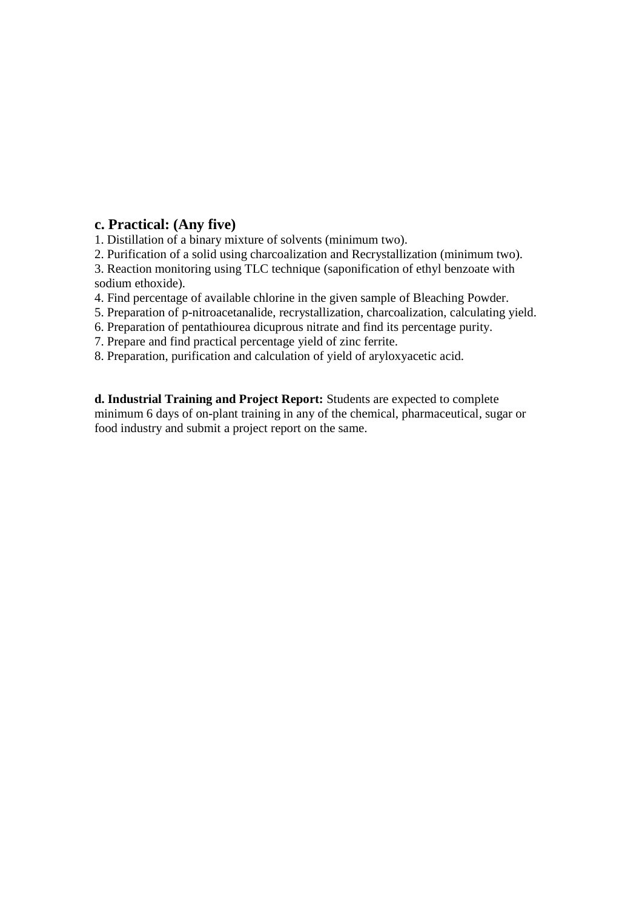### c. Practical: (Any five)

1. Distillation of a binary mixture of solvents (minimum two).
2. Purification of a solid using charcoalization and Recrystallization (minimum two).
3. Reaction monitoring using TLC technique (saponification of ethyl benzoate with sodium ethoxide).
4. Find percentage of available chlorine in the given sample of Bleaching Powder.
5. Preparation of p-nitroacetanalide, recrystallization, charcoalization, calculating yield.
6. Preparation of pentathiourea dicuprous nitrate and find its percentage purity.
7. Prepare and find practical percentage yield of zinc ferrite.
8. Preparation, purification and calculation of yield of aryloxyacetic acid.

**d. Industrial Training and Project Report:** Students are expected to complete minimum 6 days of on-plant training in any of the chemical, pharmaceutical, sugar or food industry and submit a project report on the same.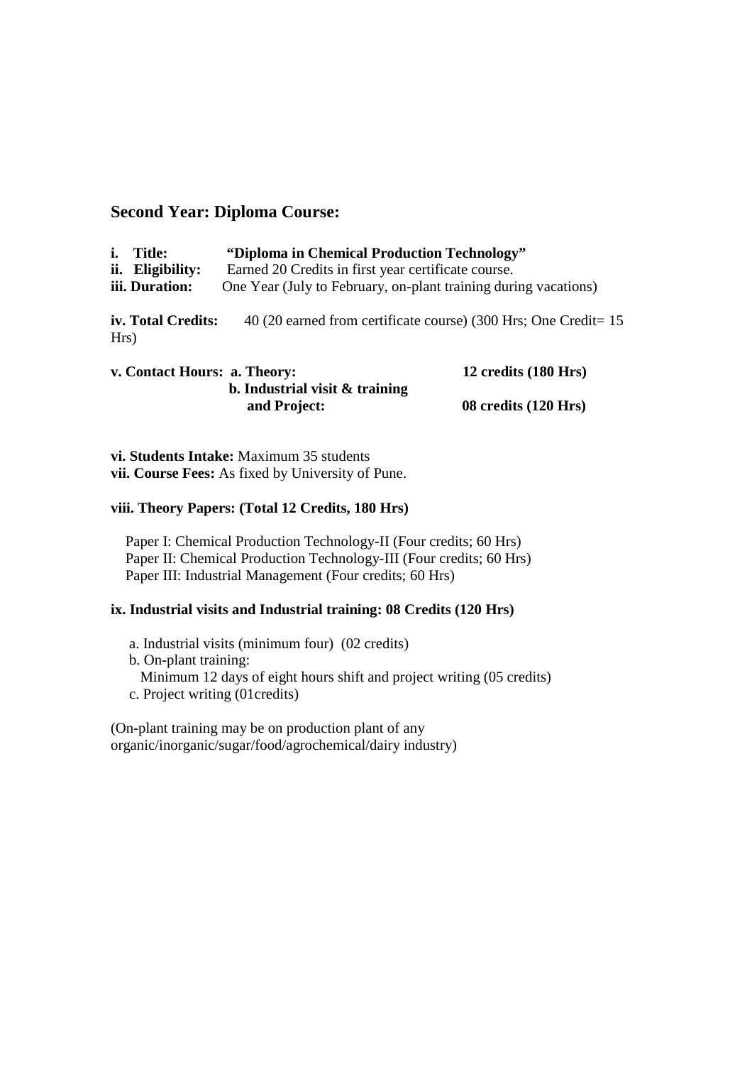## Second Year: Diploma Course:

**i. Title:** **"Diploma in Chemical Production Technology"**
**ii. Eligibility:** Earned 20 Credits in first year certificate course.
**iii. Duration:** One Year (July to February, on-plant training during vacations)

**iv. Total Credits:** 40 (20 earned from certificate course) (300 Hrs; One Credit= 15 Hrs)

**v. Contact Hours: a. Theory:** **12 credits (180 Hrs)**
**b. Industrial visit & training and Project:** **08 credits (120 Hrs)**

**vi. Students Intake:** Maximum 35 students
**vii. Course Fees:** As fixed by University of Pune.

**viii. Theory Papers: (Total 12 Credits, 180 Hrs)**

Paper I: Chemical Production Technology-II (Four credits; 60 Hrs)
Paper II: Chemical Production Technology-III (Four credits; 60 Hrs)
Paper III: Industrial Management (Four credits; 60 Hrs)

**ix. Industrial visits and Industrial training: 08 Credits (120 Hrs)**

a. Industrial visits (minimum four) (02 credits)
b. On-plant training:
Minimum 12 days of eight hours shift and project writing (05 credits)
c. Project writing (01credits)

(On-plant training may be on production plant of any organic/inorganic/sugar/food/agrochemical/dairy industry)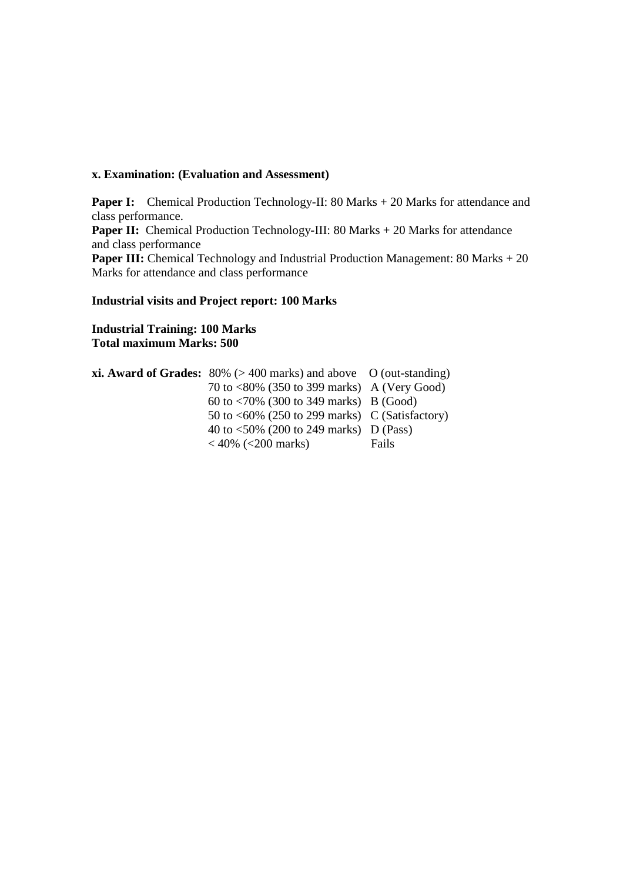**x. Examination: (Evaluation and Assessment)**

**Paper I:** Chemical Production Technology-II: 80 Marks + 20 Marks for attendance and class performance.

**Paper II:** Chemical Production Technology-III: 80 Marks + 20 Marks for attendance and class performance

**Paper III:** Chemical Technology and Industrial Production Management: 80 Marks + 20 Marks for attendance and class performance

**Industrial visits and Project report: 100 Marks**

**Industrial Training: 100 Marks**
**Total maximum Marks: 500**

**xi. Award of Grades:**

| | |
|---|---|
| 80% (> 400 marks) and above | O (out-standing) |
| 70 to <80% (350 to 399 marks) | A (Very Good) |
| 60 to <70% (300 to 349 marks) | B (Good) |
| 50 to <60% (250 to 299 marks) | C (Satisfactory) |
| 40 to <50% (200 to 249 marks) | D (Pass) |
| < 40% (<200 marks) | Fails |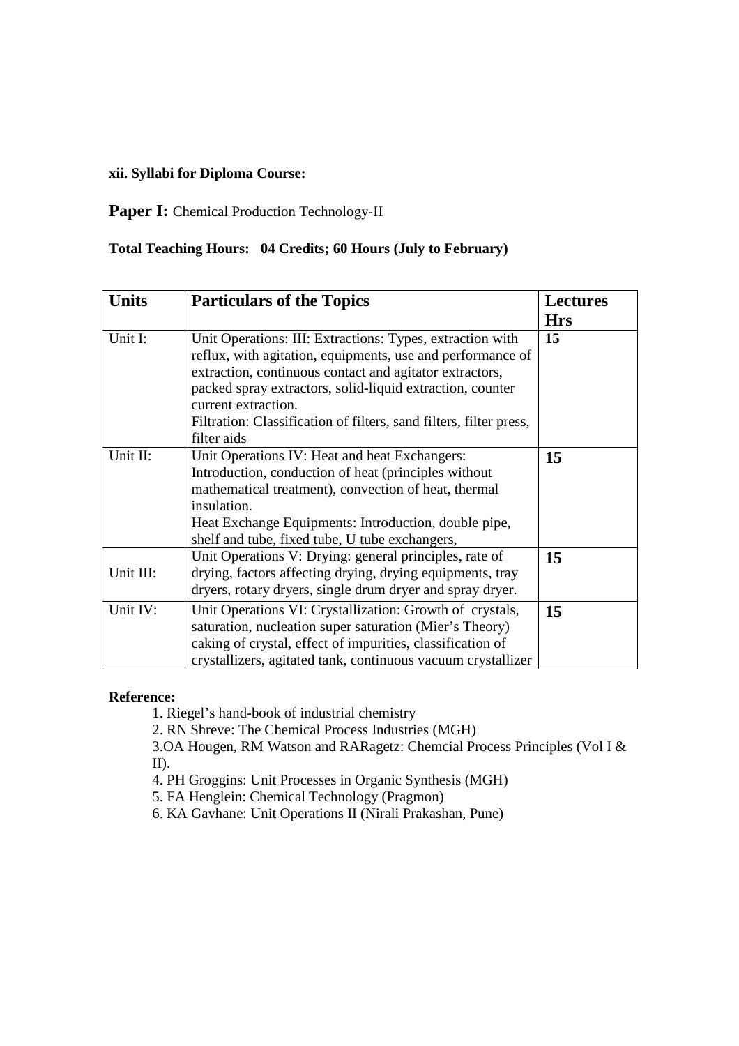**xii. Syllabi for Diploma Course:**

**Paper I:** Chemical Production Technology-II

**Total Teaching Hours: 04 Credits; 60 Hours (July to February)**

| **Units** | **Particulars of the Topics** | **Lectures Hrs** |
|---|---|---|
| Unit I: | Unit Operations: III: Extractions: Types, extraction with reflux, with agitation, equipments, use and performance of extraction, continuous contact and agitator extractors, packed spray extractors, solid-liquid extraction, counter current extraction.<br>Filtration: Classification of filters, sand filters, filter press, filter aids | **15** |
| Unit II: | Unit Operations IV: Heat and heat Exchangers: Introduction, conduction of heat (principles without mathematical treatment), convection of heat, thermal insulation.<br>Heat Exchange Equipments: Introduction, double pipe, shelf and tube, fixed tube, U tube exchangers, | **15** |
| Unit III: | Unit Operations V: Drying: general principles, rate of drying, factors affecting drying, drying equipments, tray dryers, rotary dryers, single drum dryer and spray dryer. | **15** |
| Unit IV: | Unit Operations VI: Crystallization: Growth of crystals, saturation, nucleation super saturation (Mier's Theory) caking of crystal, effect of impurities, classification of crystallizers, agitated tank, continuous vacuum crystallizer | **15** |

**Reference:**

1. Riegel's hand-book of industrial chemistry
2. RN Shreve: The Chemical Process Industries (MGH)
3. OA Hougen, RM Watson and RARagetz: Chemcial Process Principles (Vol I & II).
4. PH Groggins: Unit Processes in Organic Synthesis (MGH)
5. FA Henglein: Chemical Technology (Pragmon)
6. KA Gavhane: Unit Operations II (Nirali Prakashan, Pune)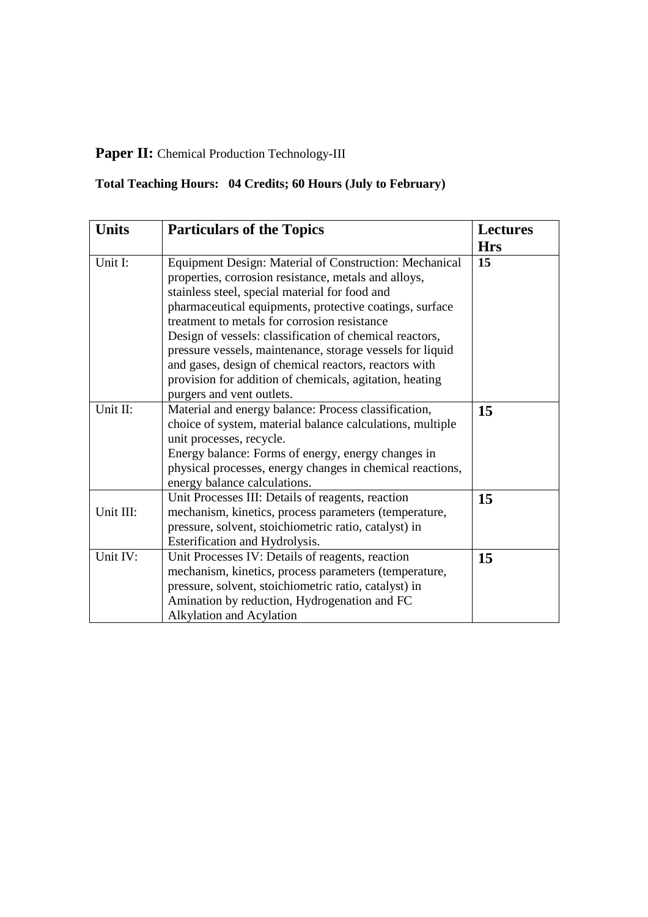**Paper II:** Chemical Production Technology-III

**Total Teaching Hours: 04 Credits; 60 Hours (July to February)**

| **Units** | **Particulars of the Topics** | **Lectures Hrs** |
|---|---|---|
| Unit I: | Equipment Design: Material of Construction: Mechanical properties, corrosion resistance, metals and alloys, stainless steel, special material for food and pharmaceutical equipments, protective coatings, surface treatment to metals for corrosion resistance<br>Design of vessels: classification of chemical reactors, pressure vessels, maintenance, storage vessels for liquid and gases, design of chemical reactors, reactors with provision for addition of chemicals, agitation, heating purgers and vent outlets. | **15** |
| Unit II: | Material and energy balance: Process classification, choice of system, material balance calculations, multiple unit processes, recycle.<br>Energy balance: Forms of energy, energy changes in physical processes, energy changes in chemical reactions, energy balance calculations. | **15** |
| Unit III: | Unit Processes III: Details of reagents, reaction mechanism, kinetics, process parameters (temperature, pressure, solvent, stoichiometric ratio, catalyst) in Esterification and Hydrolysis. | **15** |
| Unit IV: | Unit Processes IV: Details of reagents, reaction mechanism, kinetics, process parameters (temperature, pressure, solvent, stoichiometric ratio, catalyst) in Amination by reduction, Hydrogenation and FC Alkylation and Acylation | **15** |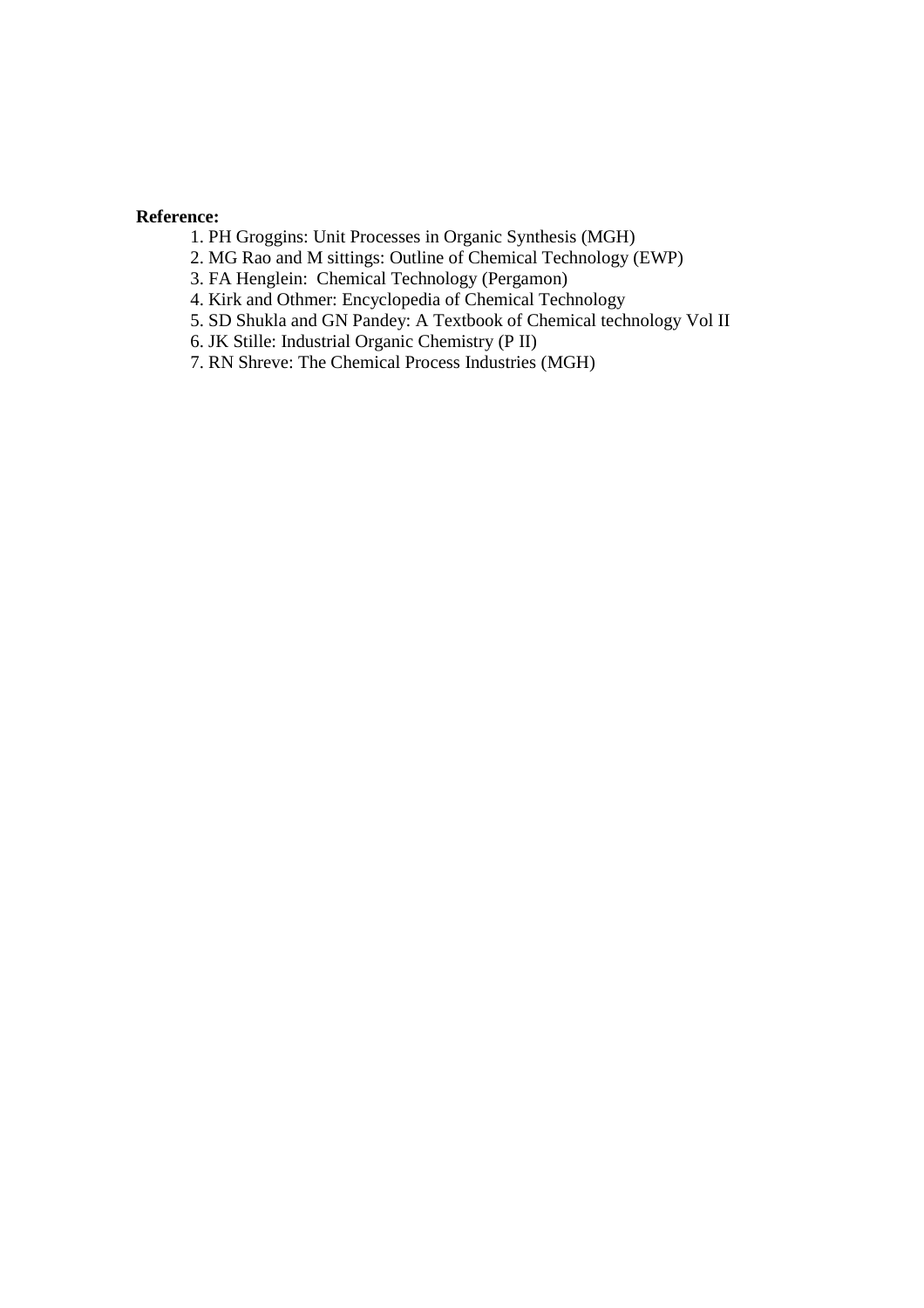**Reference:**

1. PH Groggins: Unit Processes in Organic Synthesis (MGH)
2. MG Rao and M sittings: Outline of Chemical Technology (EWP)
3. FA Henglein: Chemical Technology (Pergamon)
4. Kirk and Othmer: Encyclopedia of Chemical Technology
5. SD Shukla and GN Pandey: A Textbook of Chemical technology Vol II
6. JK Stille: Industrial Organic Chemistry (P II)
7. RN Shreve: The Chemical Process Industries (MGH)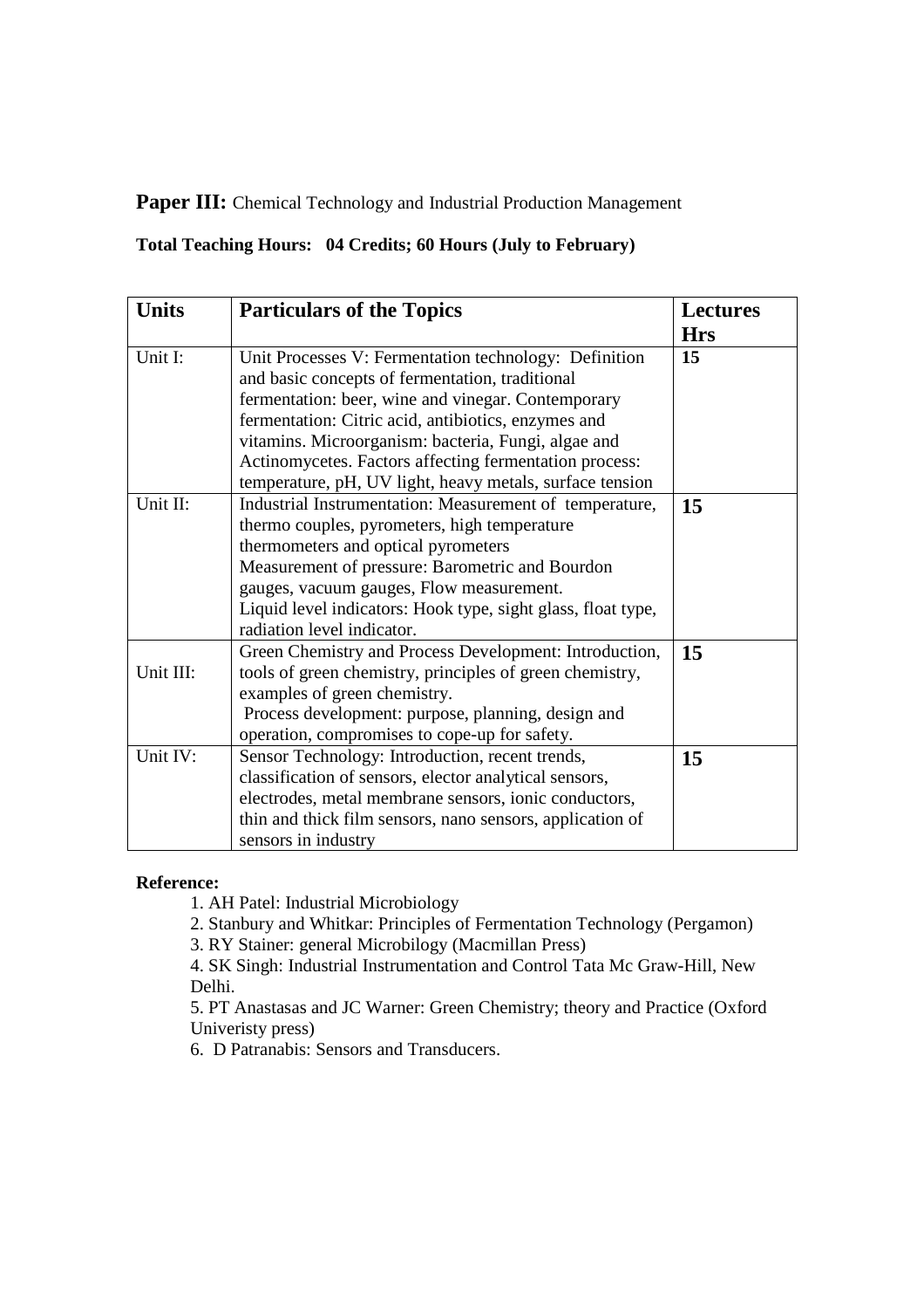**Paper III:** Chemical Technology and Industrial Production Management

**Total Teaching Hours: 04 Credits; 60 Hours (July to February)**

| Units | Particulars of the Topics | Lectures Hrs |
|---|---|---|
| Unit I: | Unit Processes V: Fermentation technology: Definition and basic concepts of fermentation, traditional fermentation: beer, wine and vinegar. Contemporary fermentation: Citric acid, antibiotics, enzymes and vitamins. Microorganism: bacteria, Fungi, algae and Actinomycetes. Factors affecting fermentation process: temperature, pH, UV light, heavy metals, surface tension | 15 |
| Unit II: | Industrial Instrumentation: Measurement of temperature, thermo couples, pyrometers, high temperature thermometers and optical pyrometers<br>Measurement of pressure: Barometric and Bourdon gauges, vacuum gauges, Flow measurement.<br>Liquid level indicators: Hook type, sight glass, float type, radiation level indicator. | 15 |
| Unit III: | Green Chemistry and Process Development: Introduction, tools of green chemistry, principles of green chemistry, examples of green chemistry.<br>Process development: purpose, planning, design and operation, compromises to cope-up for safety. | 15 |
| Unit IV: | Sensor Technology: Introduction, recent trends, classification of sensors, elector analytical sensors, electrodes, metal membrane sensors, ionic conductors, thin and thick film sensors, nano sensors, application of sensors in industry | 15 |

**Reference:**

1. AH Patel: Industrial Microbiology
2. Stanbury and Whitkar: Principles of Fermentation Technology (Pergamon)
3. RY Stainer: general Microbilogy (Macmillan Press)
4. SK Singh: Industrial Instrumentation and Control Tata Mc Graw-Hill, New Delhi.
5. PT Anastasas and JC Warner: Green Chemistry; theory and Practice (Oxford Univeristy press)
6. D Patranabis: Sensors and Transducers.